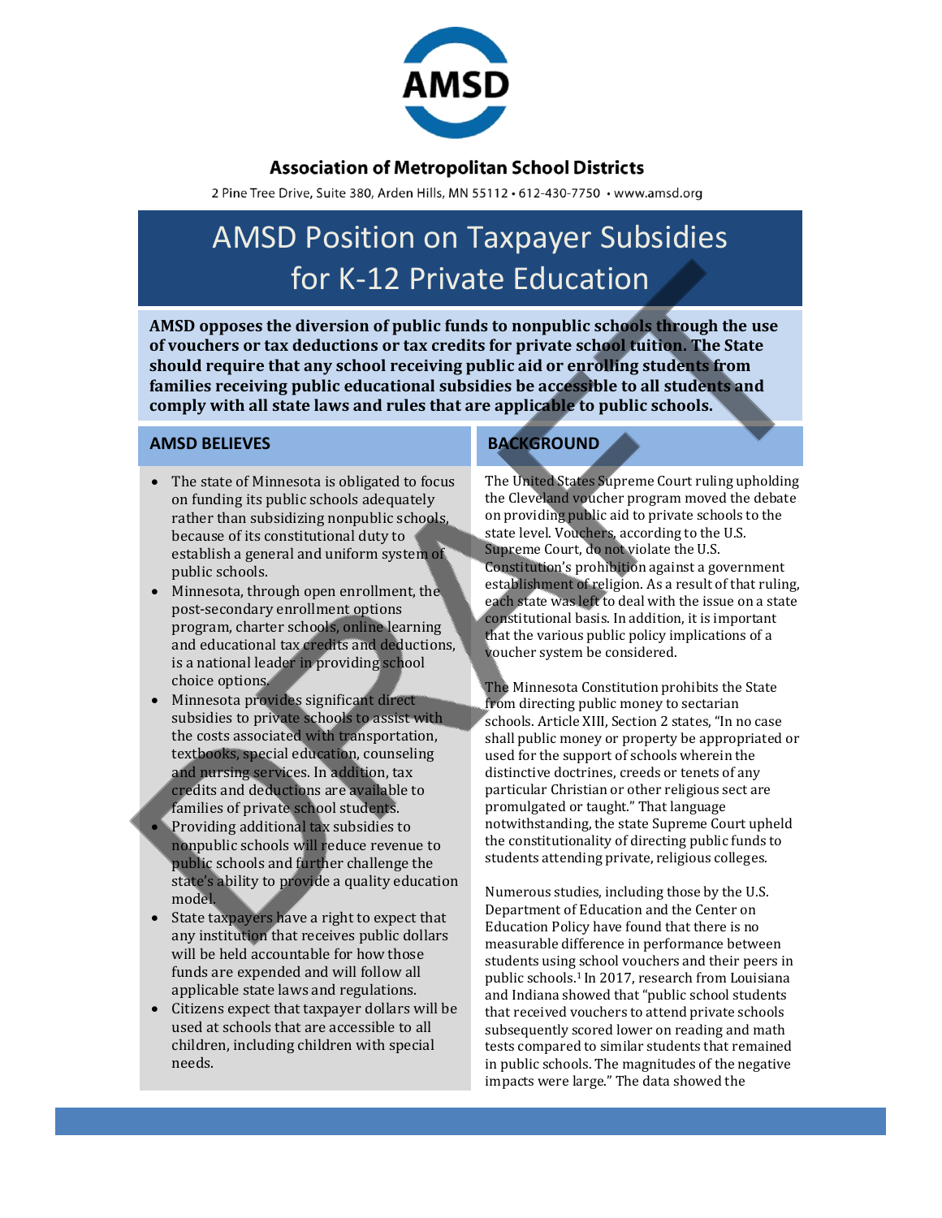# Association of Metropolitan School Districts

2 Pine Tree Drive, Suite 380, Arden Hills, MN 55112 • 612-430-7750 • www.amsd.org

## AMSD Position on Taxpayer Subsidies for K-12 Private Education

**AMSD opposes the diversion of public funds to nonpublic schools through the use of vouchers or tax deductions or tax credits for private school tuition. The State should require that any school receiving public aid or enrolling students from families receiving public educational subsidies be accessible to all students and comply with all state laws and rules that are applicable to public schools.**

### AMSD BELIEVES

- The state of Minnesota is obligated to focus on funding its public schools adequately rather than subsidizing nonpublic schools, because of its constitutional duty to establish a general and uniform system of public schools.
- Minnesota, through open enrollment, the post-secondary enrollment options program, charter schools, online learning and educational tax credits and deductions, is a national leader in providing school choice options.
- Minnesota provides significant direct subsidies to private schools to assist with the costs associated with transportation, textbooks, special education, counseling and nursing services. In addition, tax credits and deductions are available to families of private school students.
- Providing additional tax subsidies to nonpublic schools will reduce revenue to public schools and further challenge the state's ability to provide a quality education model.
- State taxpayers have a right to expect that any institution that receives public dollars will be held accountable for how those funds are expended and will follow all applicable state laws and regulations.
- Citizens expect that taxpayer dollars will be used at schools that are accessible to all children, including children with special needs.

### BACKGROUND

The United States Supreme Court ruling upholding the Cleveland voucher program moved the debate on providing public aid to private schools to the state level. Vouchers, according to the U.S. Supreme Court, do not violate the U.S. Constitution's prohibition against a government establishment of religion. As a result of that ruling, each state was left to deal with the issue on a state constitutional basis. In addition, it is important that the various public policy implications of a voucher system be considered.

The Minnesota Constitution prohibits the State from directing public money to sectarian schools. Article XIII, Section 2 states, "In no case shall public money or property be appropriated or used for the support of schools wherein the distinctive doctrines, creeds or tenets of any particular Christian or other religious sect are promulgated or taught." That language notwithstanding, the state Supreme Court upheld the constitutionality of directing public funds to students attending private, religious colleges.

Numerous studies, including those by the U.S. Department of Education and the Center on Education Policy have found that there is no measurable difference in performance between students using school vouchers and their peers in public schools.[1] In 2017, research from Louisiana and Indiana showed that "public school students that received vouchers to attend private schools subsequently scored lower on reading and math tests compared to similar students that remained in public schools. The magnitudes of the negative impacts were large." The data showed the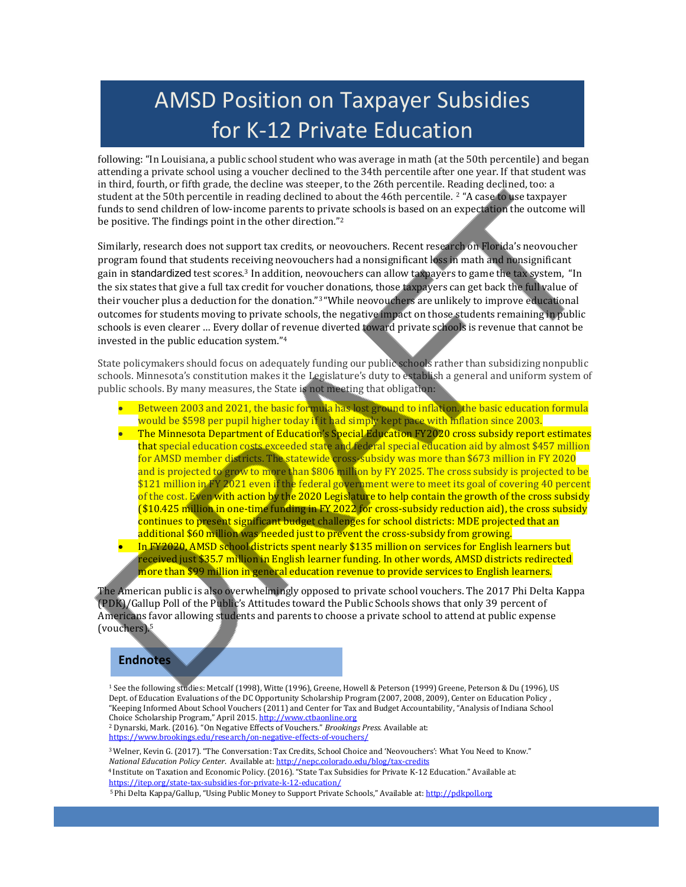# AMSD Position on Taxpayer Subsidies for K-12 Private Education

following: "In Louisiana, a public school student who was average in math (at the 50th percentile) and began attending a private school using a voucher declined to the 34th percentile after one year. If that student was in third, fourth, or fifth grade, the decline was steeper, to the 26th percentile. Reading declined, too: a student at the 50th percentile in reading declined to about the 46th percentile. [2] "A case to use taxpayer funds to send children of low-income parents to private schools is based on an expectation the outcome will be positive. The findings point in the other direction."[2]

Similarly, research does not support tax credits, or neovouchers. Recent research on Florida's neovoucher program found that students receiving neovouchers had a nonsignificant loss in math and nonsignificant gain in standardized test scores.[3] In addition, neovouchers can allow taxpayers to game the tax system, "In the six states that give a full tax credit for voucher donations, those taxpayers can get back the full value of their voucher plus a deduction for the donation."[3] "While neovouchers are unlikely to improve educational outcomes for students moving to private schools, the negative impact on those students remaining in public schools is even clearer … Every dollar of revenue diverted toward private schools is revenue that cannot be invested in the public education system."[4]

State policymakers should focus on adequately funding our public schools rather than subsidizing nonpublic schools. Minnesota's constitution makes it the Legislature's duty to establish a general and uniform system of public schools. By many measures, the State is not meeting that obligation:

- Between 2003 and 2021, the basic formula has lost ground to inflation. the basic education formula would be $598 per pupil higher today if it had simply kept pace with inflation since 2003.
- The Minnesota Department of Education's Special Education FY2020 cross subsidy report estimates that special education costs exceeded state and federal special education aid by almost $457 million for AMSD member districts. The statewide cross-subsidy was more than $673 million in FY 2020 and is projected to grow to more than $806 million by FY 2025. The cross subsidy is projected to be $121 million in FY 2021 even if the federal government were to meet its goal of covering 40 percent of the cost. Even with action by the 2020 Legislature to help contain the growth of the cross subsidy ($10.425 million in one-time funding in FY 2022 for cross-subsidy reduction aid), the cross subsidy continues to present significant budget challenges for school districts: MDE projected that an additional $60 million was needed just to prevent the cross-subsidy from growing.
- In FY2020, AMSD school districts spent nearly $135 million on services for English learners but received just $35.7 million in English learner funding. In other words, AMSD districts redirected more than $99 million in general education revenue to provide services to English learners.

The American public is also overwhelmingly opposed to private school vouchers. The 2017 Phi Delta Kappa (PDK)/Gallup Poll of the Public's Attitudes toward the Public Schools shows that only 39 percent of Americans favor allowing students and parents to choose a private school to attend at public expense (vouchers).[5]

## Endnotes

[1] See the following studies: Metcalf (1998), Witte (1996), Greene, Howell & Peterson (1999) Greene, Peterson & Du (1996), US Dept. of Education Evaluations of the DC Opportunity Scholarship Program (2007, 2008, 2009), Center on Education Policy , "Keeping Informed About School Vouchers (2011) and Center for Tax and Budget Accountability, "Analysis of Indiana School Choice Scholarship Program," April 2015. http://www.ctbaonline.org

[2] Dynarski, Mark. (2016). "On Negative Effects of Vouchers." *Brookings Press.* Available at: https://www.brookings.edu/research/on-negative-effects-of-vouchers/

[3] Welner, Kevin G. (2017). "The Conversation: Tax Credits, School Choice and 'Neovouchers': What You Need to Know." *National Education Policy Center.* Available at: http://nepc.colorado.edu/blog/tax-credits

[4] Institute on Taxation and Economic Policy. (2016). "State Tax Subsidies for Private K-12 Education." Available at: https://itep.org/state-tax-subsidies-for-private-k-12-education/

[5] Phi Delta Kappa/Gallup, "Using Public Money to Support Private Schools," Available at: http://pdkpoll.org